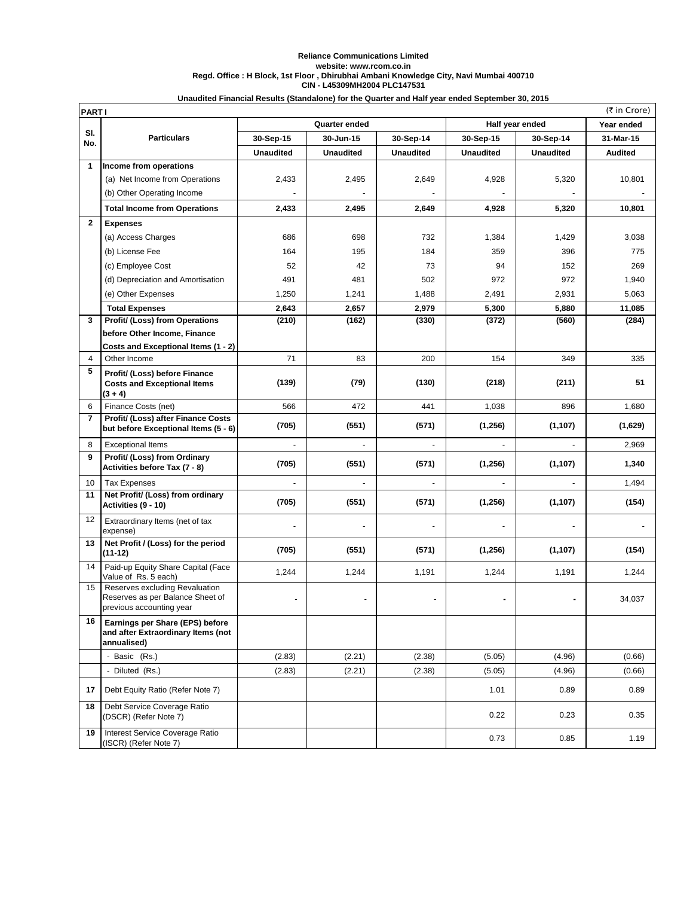**Reliance Communications Limited**
**website: www.rcom.co.in**
**Regd. Office : H Block, 1st Floor , Dhirubhai Ambani Knowledge City, Navi Mumbai 400710**
**CIN - L45309MH2004 PLC147531**

**Unaudited Financial Results (Standalone) for the Quarter and Half year ended September 30, 2015**

| PART I | | | | | | | (₹ in Crore) |
|---|---|---|---|---|---|---|---|
| Sl. No. | Particulars | Quarter ended | | | Half year ended | | Year ended |
| | | 30-Sep-15 | 30-Jun-15 | 30-Sep-14 | 30-Sep-15 | 30-Sep-14 | 31-Mar-15 |
| | | Unaudited | Unaudited | Unaudited | Unaudited | Unaudited | Audited |
| 1 | **Income from operations** | | | | | | |
| | (a) Net Income from Operations | 2,433 | 2,495 | 2,649 | 4,928 | 5,320 | 10,801 |
| | (b) Other Operating Income | - | - | - | - | - | - |
| | **Total Income from Operations** | **2,433** | **2,495** | **2,649** | **4,928** | **5,320** | **10,801** |
| 2 | **Expenses** | | | | | | |
| | (a) Access Charges | 686 | 698 | 732 | 1,384 | 1,429 | 3,038 |
| | (b) License Fee | 164 | 195 | 184 | 359 | 396 | 775 |
| | (c) Employee Cost | 52 | 42 | 73 | 94 | 152 | 269 |
| | (d) Depreciation and Amortisation | 491 | 481 | 502 | 972 | 972 | 1,940 |
| | (e) Other Expenses | 1,250 | 1,241 | 1,488 | 2,491 | 2,931 | 5,063 |
| | **Total Expenses** | **2,643** | **2,657** | **2,979** | **5,300** | **5,880** | **11,085** |
| 3 | **Profit/ (Loss) from Operations before Other Income, Finance Costs and Exceptional Items (1 - 2)** | **(210)** | **(162)** | **(330)** | **(372)** | **(560)** | **(284)** |
| 4 | Other Income | 71 | 83 | 200 | 154 | 349 | 335 |
| 5 | **Profit/ (Loss) before Finance Costs and Exceptional Items (3 + 4)** | **(139)** | **(79)** | **(130)** | **(218)** | **(211)** | **51** |
| 6 | Finance Costs (net) | 566 | 472 | 441 | 1,038 | 896 | 1,680 |
| 7 | **Profit/ (Loss) after Finance Costs but before Exceptional Items (5 - 6)** | **(705)** | **(551)** | **(571)** | **(1,256)** | **(1,107)** | **(1,629)** |
| 8 | Exceptional Items | - | - | - | - | - | 2,969 |
| 9 | **Profit/ (Loss) from Ordinary Activities before Tax (7 - 8)** | **(705)** | **(551)** | **(571)** | **(1,256)** | **(1,107)** | **1,340** |
| 10 | Tax Expenses | - | - | - | - | - | 1,494 |
| 11 | **Net Profit/ (Loss) from ordinary Activities (9 - 10)** | **(705)** | **(551)** | **(571)** | **(1,256)** | **(1,107)** | **(154)** |
| 12 | Extraordinary Items (net of tax expense) | - | - | - | - | - | - |
| 13 | **Net Profit / (Loss) for the period (11-12)** | **(705)** | **(551)** | **(571)** | **(1,256)** | **(1,107)** | **(154)** |
| 14 | Paid-up Equity Share Capital (Face Value of Rs. 5 each) | 1,244 | 1,244 | 1,191 | 1,244 | 1,191 | 1,244 |
| 15 | Reserves excluding Revaluation Reserves as per Balance Sheet of previous accounting year | - | - | - | - | - | 34,037 |
| 16 | **Earnings per Share (EPS) before and after Extraordinary Items (not annualised)** | | | | | | |
| | - Basic (Rs.) | (2.83) | (2.21) | (2.38) | (5.05) | (4.96) | (0.66) |
| | - Diluted (Rs.) | (2.83) | (2.21) | (2.38) | (5.05) | (4.96) | (0.66) |
| 17 | Debt Equity Ratio (Refer Note 7) | | | | 1.01 | 0.89 | 0.89 |
| 18 | Debt Service Coverage Ratio (DSCR) (Refer Note 7) | | | | 0.22 | 0.23 | 0.35 |
| 19 | Interest Service Coverage Ratio (ISCR) (Refer Note 7) | | | | 0.73 | 0.85 | 1.19 |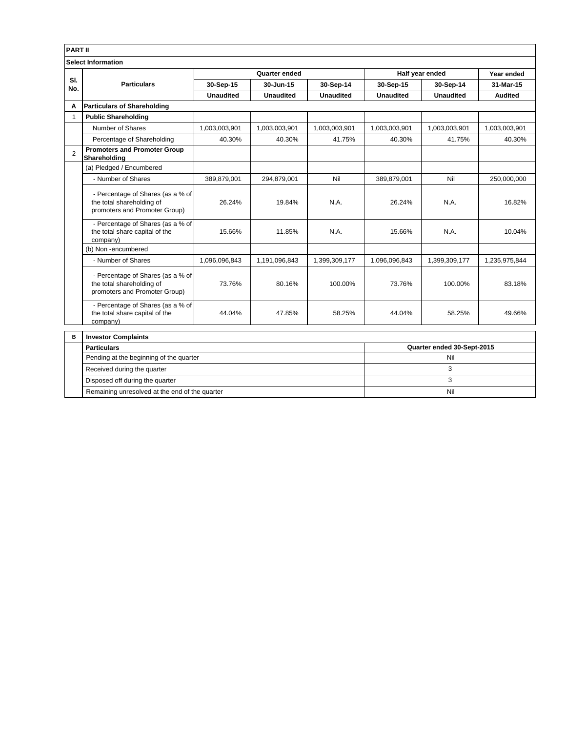**PART II**

**Select Information**

| Sl. No. | Particulars | Quarter ended | | | Half year ended | | Year ended |
|---|---|---|---|---|---|---|---|
| | | 30-Sep-15 | 30-Jun-15 | 30-Sep-14 | 30-Sep-15 | 30-Sep-14 | 31-Mar-15 |
| | | Unaudited | Unaudited | Unaudited | Unaudited | Unaudited | Audited |
| **A** | **Particulars of Shareholding** | | | | | | |
| 1 | **Public Shareholding** | | | | | | |
| | Number of Shares | 1,003,003,901 | 1,003,003,901 | 1,003,003,901 | 1,003,003,901 | 1,003,003,901 | 1,003,003,901 |
| | Percentage of Shareholding | 40.30% | 40.30% | 41.75% | 40.30% | 41.75% | 40.30% |
| 2 | **Promoters and Promoter Group Shareholding** | | | | | | |
| | (a) Pledged / Encumbered | | | | | | |
| | - Number of Shares | 389,879,001 | 294,879,001 | Nil | 389,879,001 | Nil | 250,000,000 |
| | - Percentage of Shares (as a % of the total shareholding of promoters and Promoter Group) | 26.24% | 19.84% | N.A. | 26.24% | N.A. | 16.82% |
| | - Percentage of Shares (as a % of the total share capital of the company) | 15.66% | 11.85% | N.A. | 15.66% | N.A. | 10.04% |
| | (b) Non -encumbered | | | | | | |
| | - Number of Shares | 1,096,096,843 | 1,191,096,843 | 1,399,309,177 | 1,096,096,843 | 1,399,309,177 | 1,235,975,844 |
| | - Percentage of Shares (as a % of the total shareholding of promoters and Promoter Group) | 73.76% | 80.16% | 100.00% | 73.76% | 100.00% | 83.18% |
| | - Percentage of Shares (as a % of the total share capital of the company) | 44.04% | 47.85% | 58.25% | 44.04% | 58.25% | 49.66% |

| B | Investor Complaints | |
|---|---|---|
| | **Particulars** | **Quarter ended 30-Sept-2015** |
| | Pending at the beginning of the quarter | Nil |
| | Received during the quarter | 3 |
| | Disposed off during the quarter | 3 |
| | Remaining unresolved at the end of the quarter | Nil |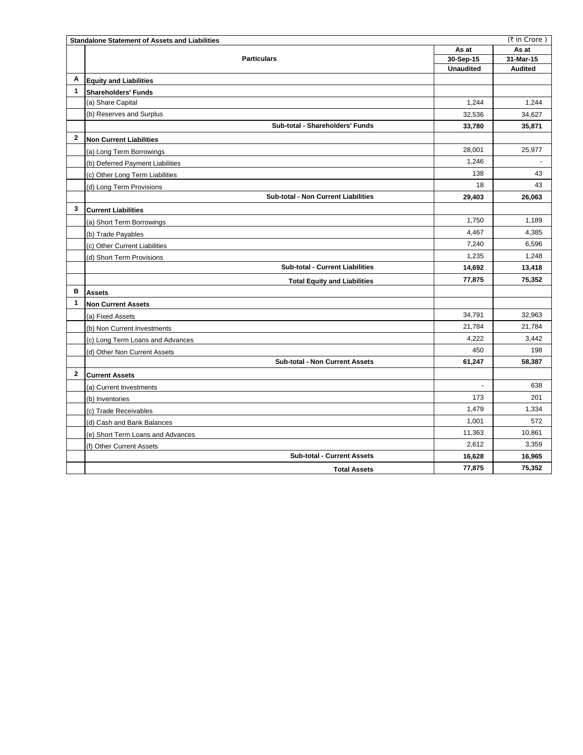**Standalone Statement of Assets and Liabilities** (₹ in Crore )

| | Particulars | As at 30-Sep-15 Unaudited | As at 31-Mar-15 Audited |
|---|---|---|---|
| **A** | **Equity and Liabilities** | | |
| **1** | **Shareholders' Funds** | | |
| | (a) Share Capital | 1,244 | 1,244 |
| | (b) Reserves and Surplus | 32,536 | 34,627 |
| | **Sub-total - Shareholders' Funds** | **33,780** | **35,871** |
| **2** | **Non Current Liabilities** | | |
| | (a) Long Term Borrowings | 28,001 | 25,977 |
| | (b) Deferred Payment Liabilities | 1,246 | - |
| | (c) Other Long Term Liabilities | 138 | 43 |
| | (d) Long Term Provisions | 18 | 43 |
| | **Sub-total - Non Current Liabilities** | **29,403** | **26,063** |
| **3** | **Current Liabilities** | | |
| | (a) Short Term Borrowings | 1,750 | 1,189 |
| | (b) Trade Payables | 4,467 | 4,385 |
| | (c) Other Current Liabilities | 7,240 | 6,596 |
| | (d) Short Term Provisions | 1,235 | 1,248 |
| | **Sub-total - Current Liabilities** | **14,692** | **13,418** |
| | **Total Equity and Liabilities** | **77,875** | **75,352** |
| **B** | **Assets** | | |
| **1** | **Non Current Assets** | | |
| | (a) Fixed Assets | 34,791 | 32,963 |
| | (b) Non Current Investments | 21,784 | 21,784 |
| | (c) Long Term Loans and Advances | 4,222 | 3,442 |
| | (d) Other Non Current Assets | 450 | 198 |
| | **Sub-total - Non Current Assets** | **61,247** | **58,387** |
| **2** | **Current Assets** | | |
| | (a) Current Investments | - | 638 |
| | (b) Inventories | 173 | 201 |
| | (c) Trade Receivables | 1,479 | 1,334 |
| | (d) Cash and Bank Balances | 1,001 | 572 |
| | (e) Short Term Loans and Advances | 11,363 | 10,861 |
| | (f) Other Current Assets | 2,612 | 3,359 |
| | **Sub-total - Current Assets** | **16,628** | **16,965** |
| | **Total Assets** | **77,875** | **75,352** |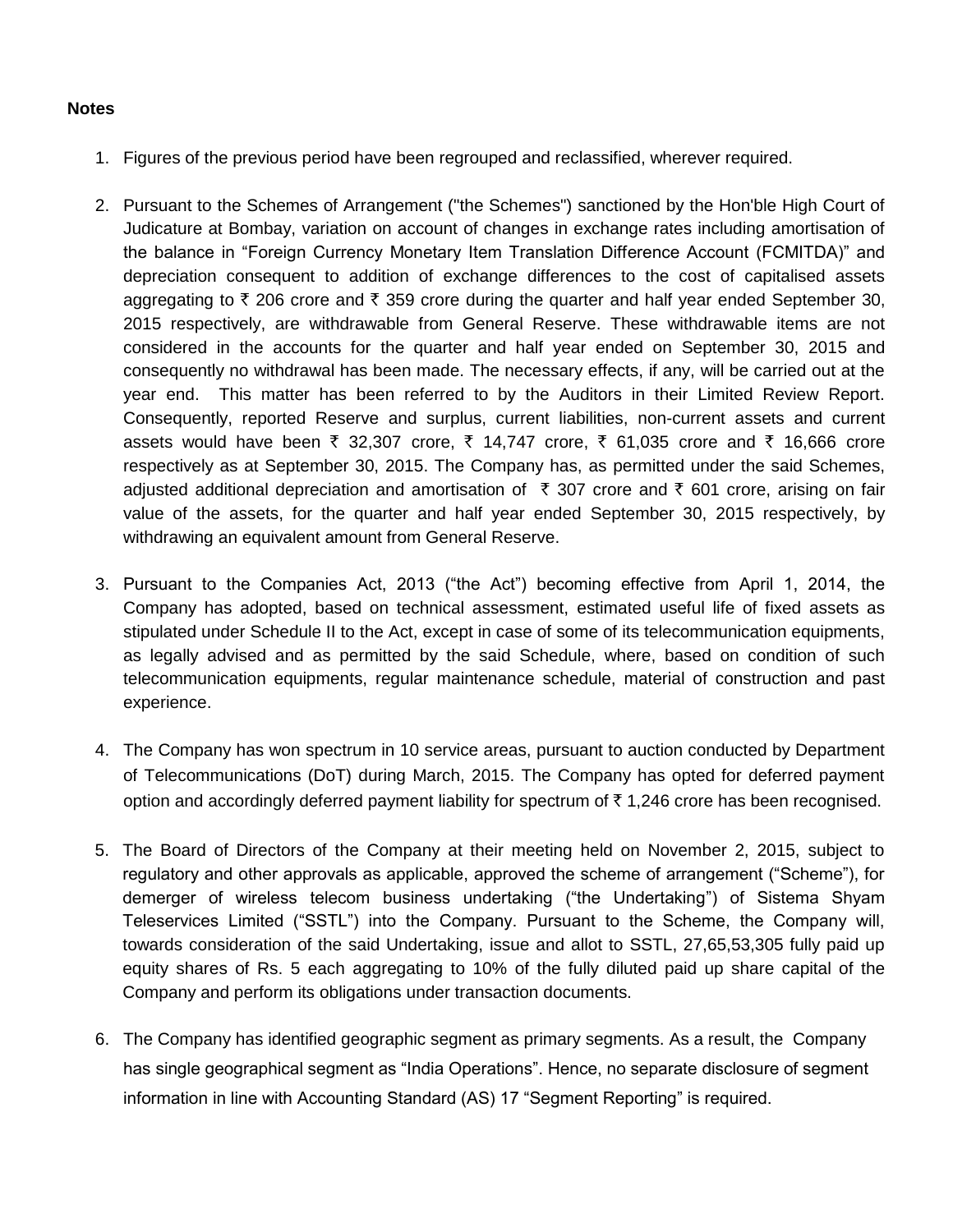**Notes**

1. Figures of the previous period have been regrouped and reclassified, wherever required.

2. Pursuant to the Schemes of Arrangement ("the Schemes") sanctioned by the Hon'ble High Court of Judicature at Bombay, variation on account of changes in exchange rates including amortisation of the balance in "Foreign Currency Monetary Item Translation Difference Account (FCMITDA)" and depreciation consequent to addition of exchange differences to the cost of capitalised assets aggregating to ₹ 206 crore and ₹ 359 crore during the quarter and half year ended September 30, 2015 respectively, are withdrawable from General Reserve. These withdrawable items are not considered in the accounts for the quarter and half year ended on September 30, 2015 and consequently no withdrawal has been made. The necessary effects, if any, will be carried out at the year end. This matter has been referred to by the Auditors in their Limited Review Report. Consequently, reported Reserve and surplus, current liabilities, non-current assets and current assets would have been ₹ 32,307 crore, ₹ 14,747 crore, ₹ 61,035 crore and ₹ 16,666 crore respectively as at September 30, 2015. The Company has, as permitted under the said Schemes, adjusted additional depreciation and amortisation of ₹ 307 crore and ₹ 601 crore, arising on fair value of the assets, for the quarter and half year ended September 30, 2015 respectively, by withdrawing an equivalent amount from General Reserve.

3. Pursuant to the Companies Act, 2013 ("the Act") becoming effective from April 1, 2014, the Company has adopted, based on technical assessment, estimated useful life of fixed assets as stipulated under Schedule II to the Act, except in case of some of its telecommunication equipments, as legally advised and as permitted by the said Schedule, where, based on condition of such telecommunication equipments, regular maintenance schedule, material of construction and past experience.

4. The Company has won spectrum in 10 service areas, pursuant to auction conducted by Department of Telecommunications (DoT) during March, 2015. The Company has opted for deferred payment option and accordingly deferred payment liability for spectrum of ₹ 1,246 crore has been recognised.

5. The Board of Directors of the Company at their meeting held on November 2, 2015, subject to regulatory and other approvals as applicable, approved the scheme of arrangement ("Scheme"), for demerger of wireless telecom business undertaking ("the Undertaking") of Sistema Shyam Teleservices Limited ("SSTL") into the Company. Pursuant to the Scheme, the Company will, towards consideration of the said Undertaking, issue and allot to SSTL, 27,65,53,305 fully paid up equity shares of Rs. 5 each aggregating to 10% of the fully diluted paid up share capital of the Company and perform its obligations under transaction documents.

6. The Company has identified geographic segment as primary segments. As a result, the Company has single geographical segment as "India Operations". Hence, no separate disclosure of segment information in line with Accounting Standard (AS) 17 "Segment Reporting" is required.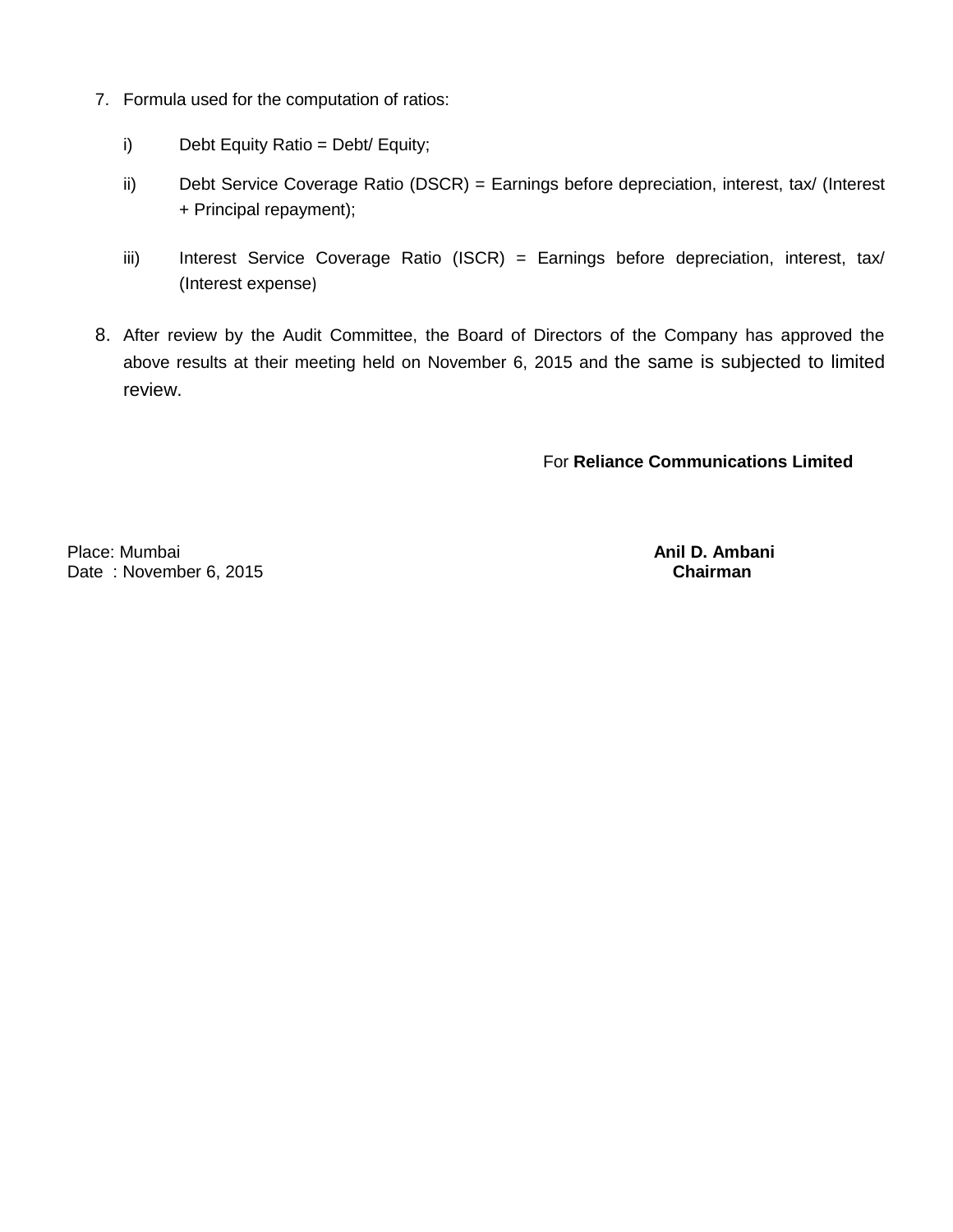7. Formula used for the computation of ratios:

   i) Debt Equity Ratio = Debt/ Equity;

   ii) Debt Service Coverage Ratio (DSCR) = Earnings before depreciation, interest, tax/ (Interest + Principal repayment);

   iii) Interest Service Coverage Ratio (ISCR) = Earnings before depreciation, interest, tax/ (Interest expense)

8. After review by the Audit Committee, the Board of Directors of the Company has approved the above results at their meeting held on November 6, 2015 and the same is subjected to limited review.

For **Reliance Communications Limited**

Place: Mumbai
Date : November 6, 2015

**Anil D. Ambani**
**Chairman**